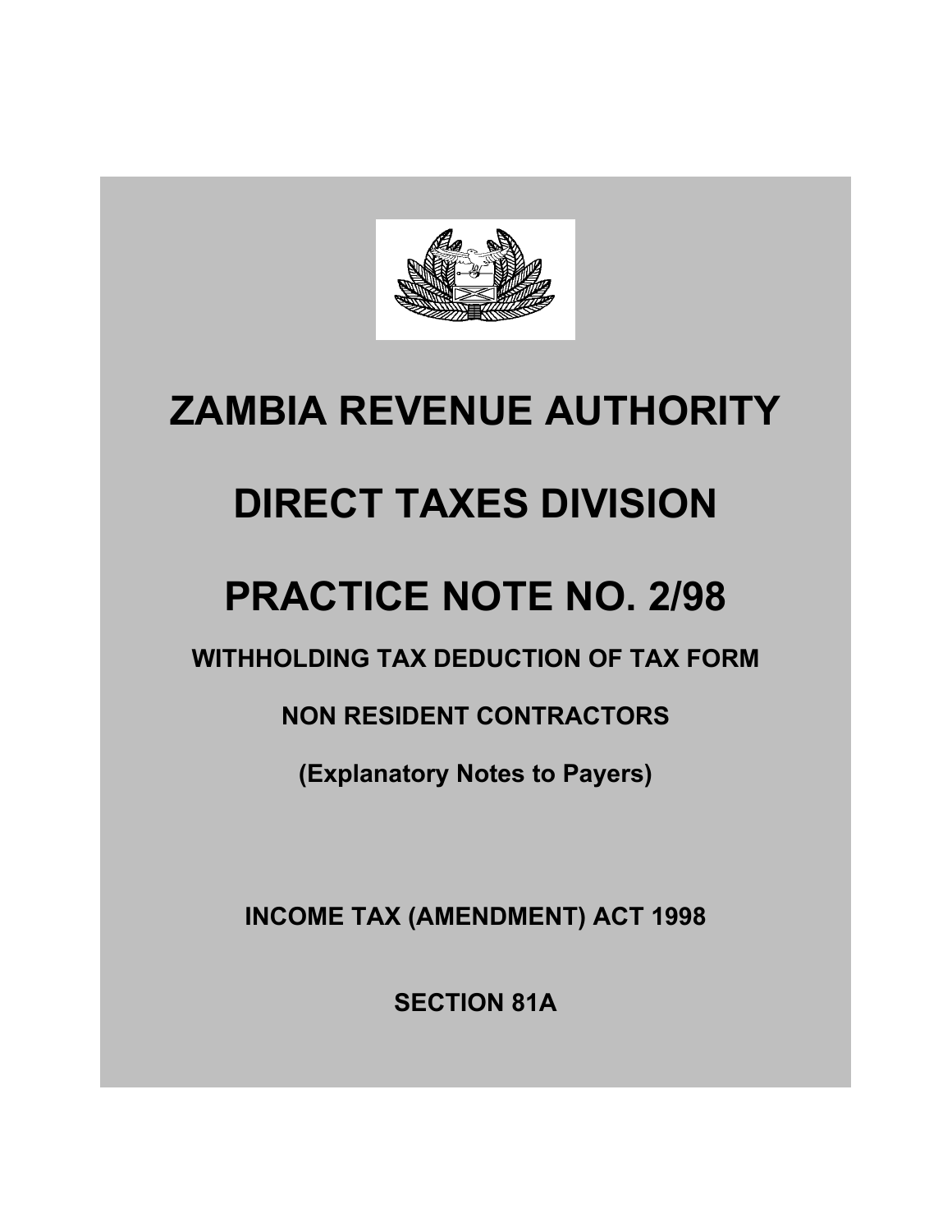# ZAMBIA REVENUE AUTHORITY

# DIRECT TAXES DIVISION

# PRACTICE NOTE NO. 2/98

**WITHHOLDING TAX DEDUCTION OF TAX FORM**

**NON RESIDENT CONTRACTORS**

**(Explanatory Notes to Payers)**

**INCOME TAX (AMENDMENT) ACT 1998**

**SECTION 81A**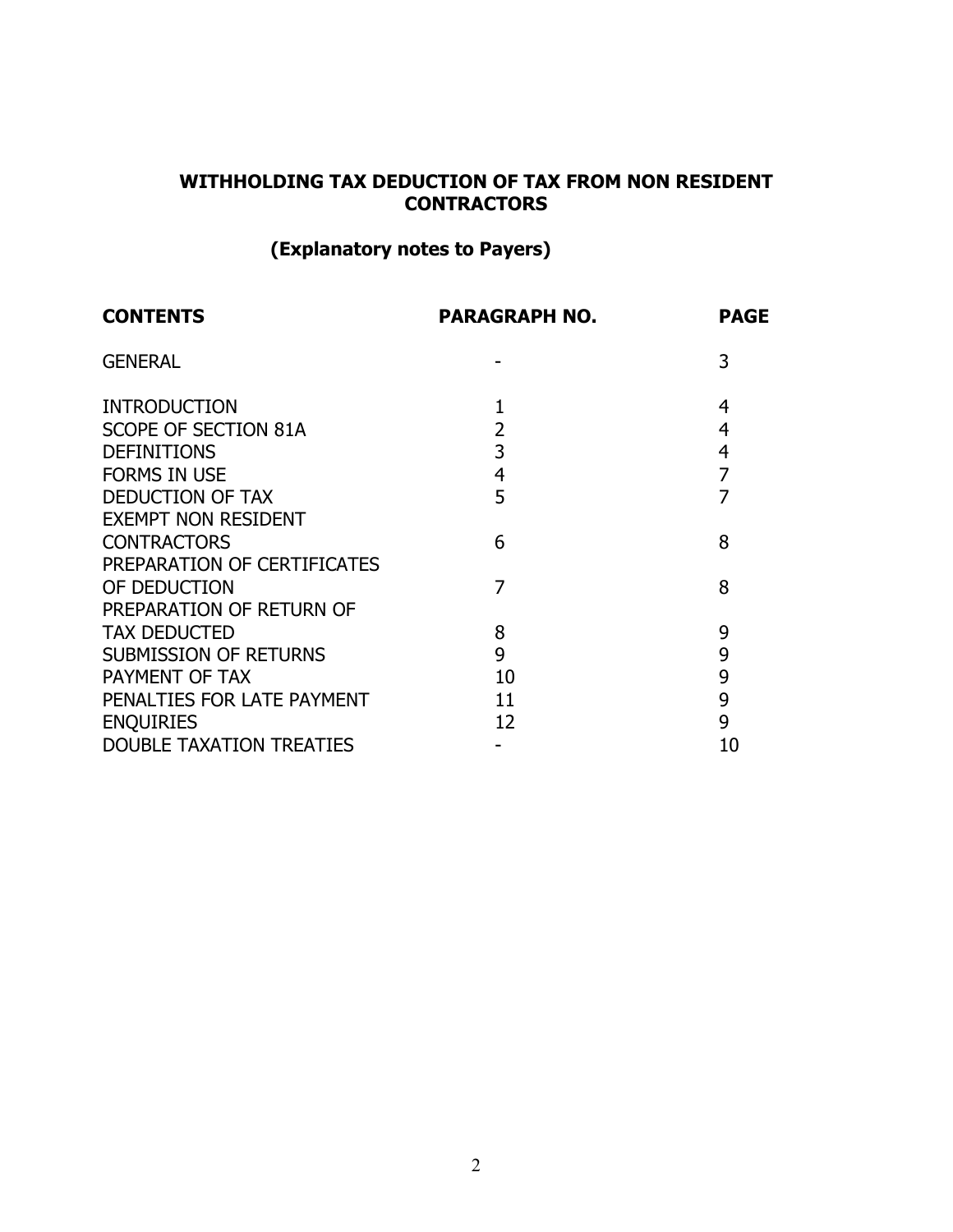# WITHHOLDING TAX DEDUCTION OF TAX FROM NON RESIDENT CONTRACTORS

## (Explanatory notes to Payers)

| CONTENTS | PARAGRAPH NO. | PAGE |
|---|---|---|
| GENERAL | - | 3 |
| INTRODUCTION | 1 | 4 |
| SCOPE OF SECTION 81A | 2 | 4 |
| DEFINITIONS | 3 | 4 |
| FORMS IN USE | 4 | 7 |
| DEDUCTION OF TAX | 5 | 7 |
| EXEMPT NON RESIDENT CONTRACTORS | 6 | 8 |
| PREPARATION OF CERTIFICATES OF DEDUCTION | 7 | 8 |
| PREPARATION OF RETURN OF TAX DEDUCTED | 8 | 9 |
| SUBMISSION OF RETURNS | 9 | 9 |
| PAYMENT OF TAX | 10 | 9 |
| PENALTIES FOR LATE PAYMENT | 11 | 9 |
| ENQUIRIES | 12 | 9 |
| DOUBLE TAXATION TREATIES | - | 10 |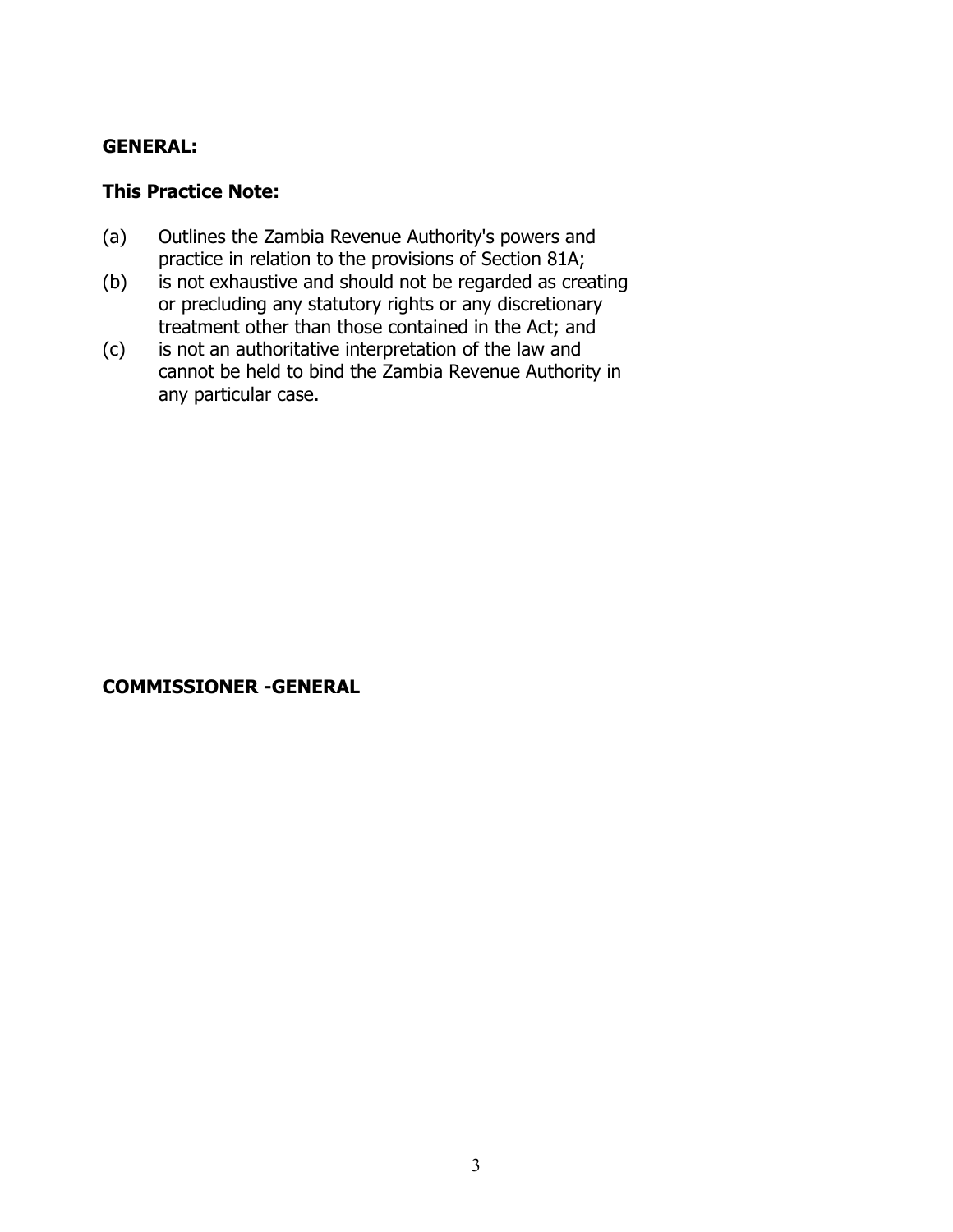**GENERAL:**

**This Practice Note:**

(a) Outlines the Zambia Revenue Authority's powers and practice in relation to the provisions of Section 81A;

(b) is not exhaustive and should not be regarded as creating or precluding any statutory rights or any discretionary treatment other than those contained in the Act; and

(c) is not an authoritative interpretation of the law and cannot be held to bind the Zambia Revenue Authority in any particular case.

**COMMISSIONER -GENERAL**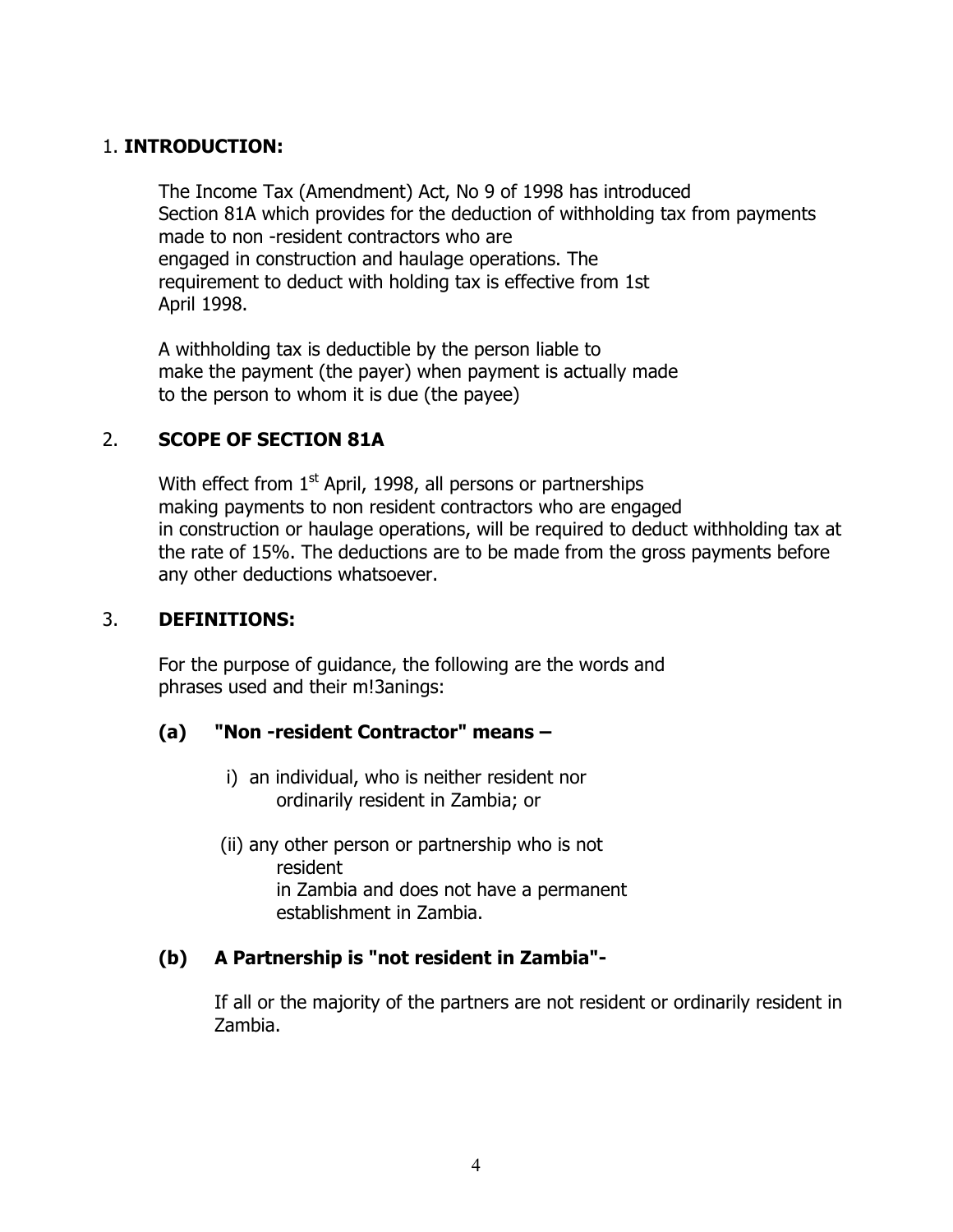## 1. **INTRODUCTION:**

The Income Tax (Amendment) Act, No 9 of 1998 has introduced Section 81A which provides for the deduction of withholding tax from payments made to non -resident contractors who are engaged in construction and haulage operations. The requirement to deduct with holding tax is effective from 1st April 1998.

A withholding tax is deductible by the person liable to make the payment (the payer) when payment is actually made to the person to whom it is due (the payee)

## 2. **SCOPE OF SECTION 81A**

With effect from 1st April, 1998, all persons or partnerships making payments to non resident contractors who are engaged in construction or haulage operations, will be required to deduct withholding tax at the rate of 15%. The deductions are to be made from the gross payments before any other deductions whatsoever.

## 3. **DEFINITIONS:**

For the purpose of guidance, the following are the words and phrases used and their m!3anings:

### (a) "Non -resident Contractor" means –

i) an individual, who is neither resident nor ordinarily resident in Zambia; or

(ii) any other person or partnership who is not resident in Zambia and does not have a permanent establishment in Zambia.

### (b) A Partnership is "not resident in Zambia"-

If all or the majority of the partners are not resident or ordinarily resident in Zambia.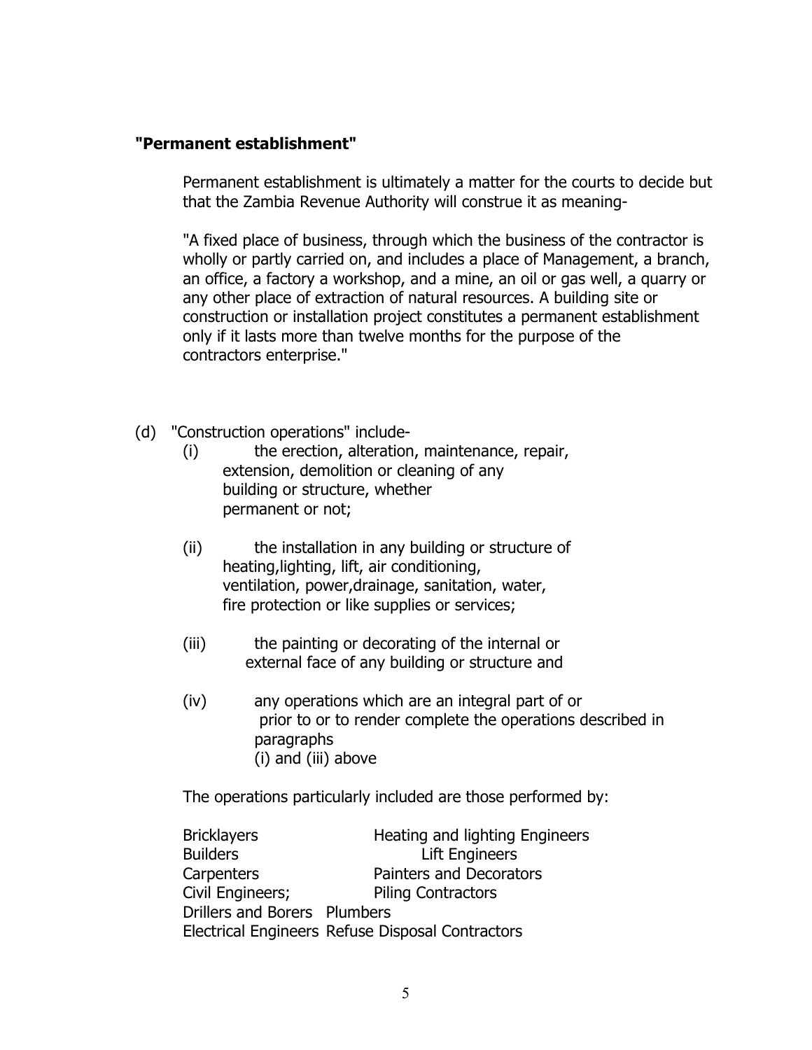**"Permanent establishment"**

Permanent establishment is ultimately a matter for the courts to decide but that the Zambia Revenue Authority will construe it as meaning-

"A fixed place of business, through which the business of the contractor is wholly or partly carried on, and includes a place of Management, a branch, an office, a factory a workshop, and a mine, an oil or gas well, a quarry or any other place of extraction of natural resources. A building site or construction or installation project constitutes a permanent establishment only if it lasts more than twelve months for the purpose of the contractors enterprise."

(d) "Construction operations" include-

(i) the erection, alteration, maintenance, repair, extension, demolition or cleaning of any building or structure, whether permanent or not;

(ii) the installation in any building or structure of heating,lighting, lift, air conditioning, ventilation, power,drainage, sanitation, water, fire protection or like supplies or services;

(iii) the painting or decorating of the internal or external face of any building or structure and

(iv) any operations which are an integral part of or prior to or to render complete the operations described in paragraphs (i) and (iii) above

The operations particularly included are those performed by:

| | |
|---|---|
| Bricklayers | Heating and lighting Engineers |
| Builders | Lift Engineers |
| Carpenters | Painters and Decorators |
| Civil Engineers; | Piling Contractors |
| Drillers and Borers | Plumbers |
| Electrical Engineers | Refuse Disposal Contractors |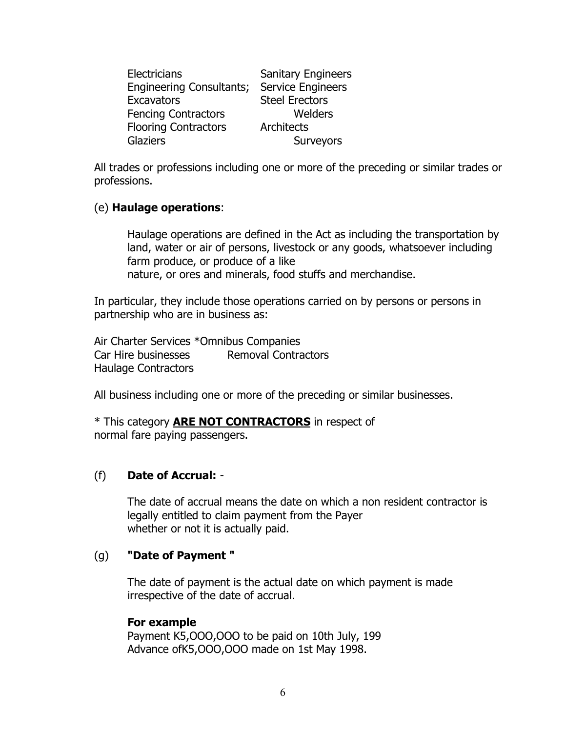| | |
|---|---|
| Electricians | Sanitary Engineers |
| Engineering Consultants; | Service Engineers |
| Excavators | Steel Erectors |
| Fencing Contractors | Welders |
| Flooring Contractors | Architects |
| Glaziers | Surveyors |

All trades or professions including one or more of the preceding or similar trades or professions.

(e) **Haulage operations**:

Haulage operations are defined in the Act as including the transportation by land, water or air of persons, livestock or any goods, whatsoever including farm produce, or produce of a like nature, or ores and minerals, food stuffs and merchandise.

In particular, they include those operations carried on by persons or persons in partnership who are in business as:

| | |
|---|---|
| Air Charter Services | *Omnibus Companies |
| Car Hire businesses | Removal Contractors |
| Haulage Contractors | |

All business including one or more of the preceding or similar businesses.

* This category **<u>ARE NOT CONTRACTORS</u>** in respect of normal fare paying passengers.

(f) **Date of Accrual:** -

The date of accrual means the date on which a non resident contractor is legally entitled to claim payment from the Payer whether or not it is actually paid.

(g) **"Date of Payment "**

The date of payment is the actual date on which payment is made irrespective of the date of accrual.

**For example**

Payment K5,OOO,OOO to be paid on 10th July, 199
Advance ofK5,OOO,OOO made on 1st May 1998.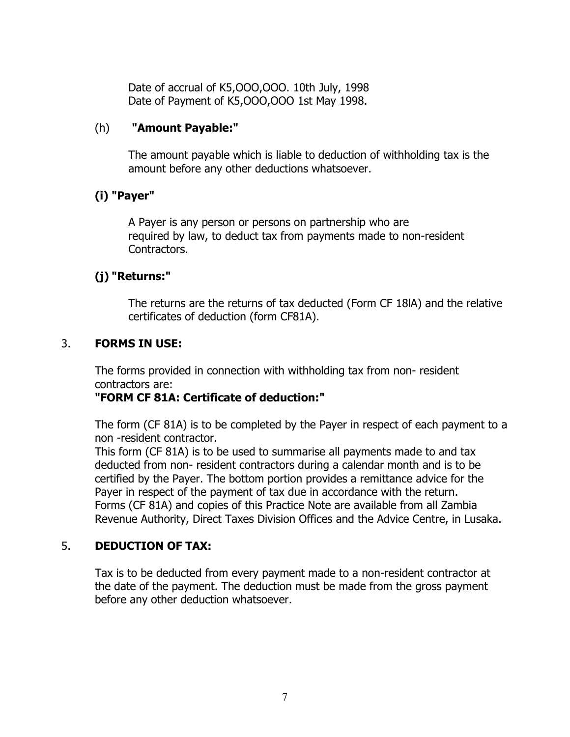Date of accrual of K5,OOO,OOO. 10th July, 1998
Date of Payment of K5,OOO,OOO 1st May 1998.

(h) **"Amount Payable:"**

The amount payable which is liable to deduction of withholding tax is the amount before any other deductions whatsoever.

**(i) "Payer"**

A Payer is any person or persons on partnership who are required by law, to deduct tax from payments made to non-resident Contractors.

**(j) "Returns:"**

The returns are the returns of tax deducted (Form CF 18lA) and the relative certificates of deduction (form CF81A).

3. **FORMS IN USE:**

The forms provided in connection with withholding tax from non- resident contractors are:
**"FORM CF 81A: Certificate of deduction:"**

The form (CF 81A) is to be completed by the Payer in respect of each payment to a non -resident contractor.
This form (CF 81A) is to be used to summarise all payments made to and tax deducted from non- resident contractors during a calendar month and is to be certified by the Payer. The bottom portion provides a remittance advice for the Payer in respect of the payment of tax due in accordance with the return.
Forms (CF 81A) and copies of this Practice Note are available from all Zambia Revenue Authority, Direct Taxes Division Offices and the Advice Centre, in Lusaka.

5. **DEDUCTION OF TAX:**

Tax is to be deducted from every payment made to a non-resident contractor at the date of the payment. The deduction must be made from the gross payment before any other deduction whatsoever.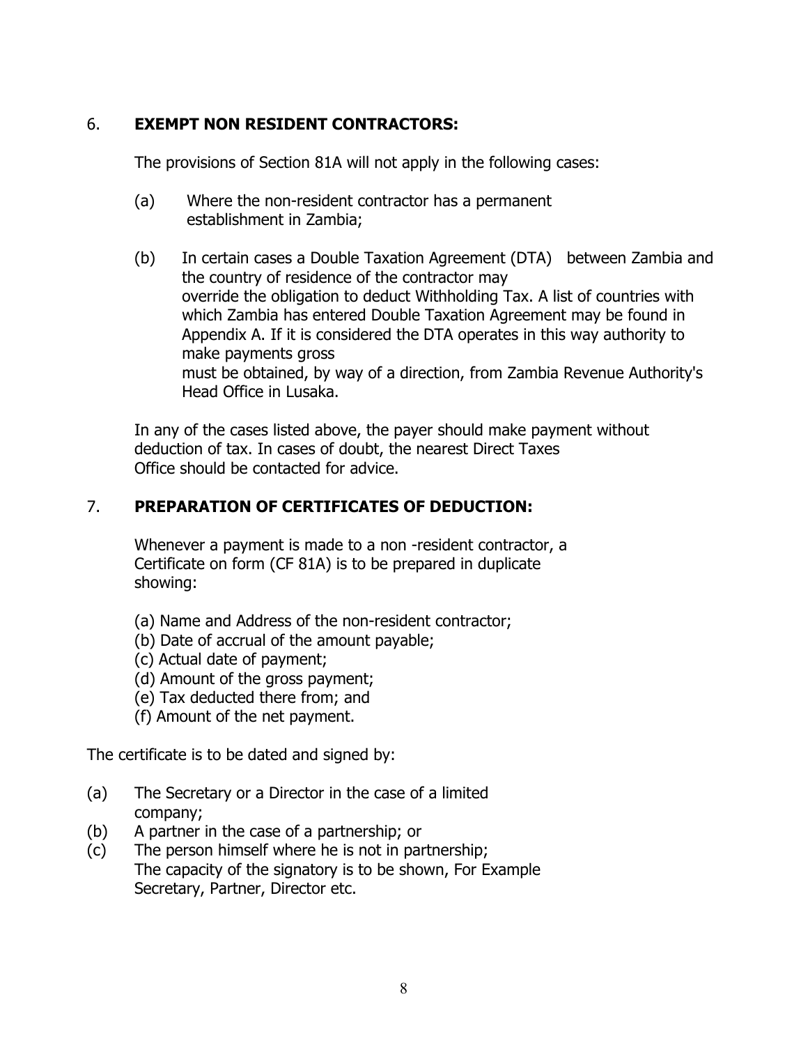## 6. **EXEMPT NON RESIDENT CONTRACTORS:**

The provisions of Section 81A will not apply in the following cases:

(a) Where the non-resident contractor has a permanent establishment in Zambia;

(b) In certain cases a Double Taxation Agreement (DTA) between Zambia and the country of residence of the contractor may override the obligation to deduct Withholding Tax. A list of countries with which Zambia has entered Double Taxation Agreement may be found in Appendix A. If it is considered the DTA operates in this way authority to make payments gross must be obtained, by way of a direction, from Zambia Revenue Authority's Head Office in Lusaka.

In any of the cases listed above, the payer should make payment without deduction of tax. In cases of doubt, the nearest Direct Taxes Office should be contacted for advice.

## 7. **PREPARATION OF CERTIFICATES OF DEDUCTION:**

Whenever a payment is made to a non -resident contractor, a Certificate on form (CF 81A) is to be prepared in duplicate showing:

(a) Name and Address of the non-resident contractor;
(b) Date of accrual of the amount payable;
(c) Actual date of payment;
(d) Amount of the gross payment;
(e) Tax deducted there from; and
(f) Amount of the net payment.

The certificate is to be dated and signed by:

(a) The Secretary or a Director in the case of a limited company;
(b) A partner in the case of a partnership; or
(c) The person himself where he is not in partnership;
The capacity of the signatory is to be shown, For Example Secretary, Partner, Director etc.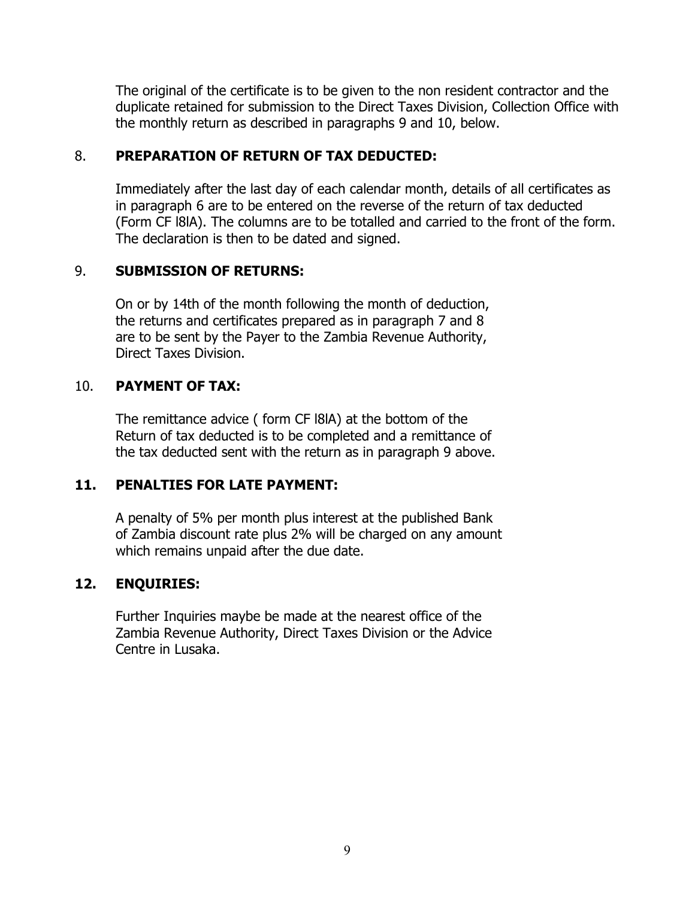The original of the certificate is to be given to the non resident contractor and the duplicate retained for submission to the Direct Taxes Division, Collection Office with the monthly return as described in paragraphs 9 and 10, below.

## 8. PREPARATION OF RETURN OF TAX DEDUCTED:

Immediately after the last day of each calendar month, details of all certificates as in paragraph 6 are to be entered on the reverse of the return of tax deducted (Form CF l8lA). The columns are to be totalled and carried to the front of the form. The declaration is then to be dated and signed.

## 9. SUBMISSION OF RETURNS:

On or by 14th of the month following the month of deduction, the returns and certificates prepared as in paragraph 7 and 8 are to be sent by the Payer to the Zambia Revenue Authority, Direct Taxes Division.

## 10. PAYMENT OF TAX:

The remittance advice ( form CF l8lA) at the bottom of the Return of tax deducted is to be completed and a remittance of the tax deducted sent with the return as in paragraph 9 above.

## 11. PENALTIES FOR LATE PAYMENT:

A penalty of 5% per month plus interest at the published Bank of Zambia discount rate plus 2% will be charged on any amount which remains unpaid after the due date.

## 12. ENQUIRIES:

Further Inquiries maybe be made at the nearest office of the Zambia Revenue Authority, Direct Taxes Division or the Advice Centre in Lusaka.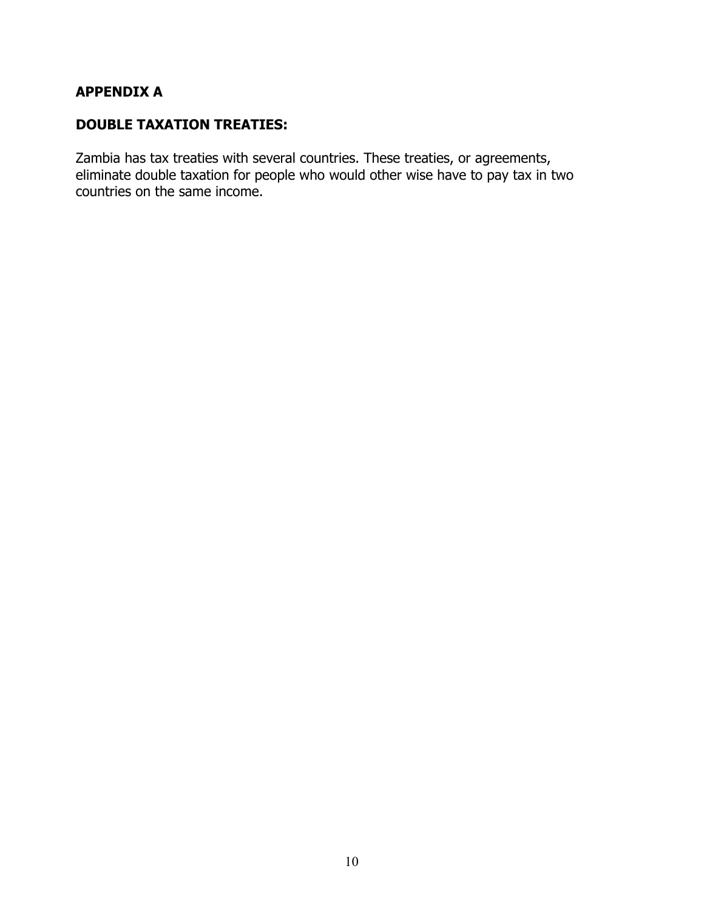**APPENDIX A**

**DOUBLE TAXATION TREATIES:**

Zambia has tax treaties with several countries. These treaties, or agreements, eliminate double taxation for people who would other wise have to pay tax in two countries on the same income.